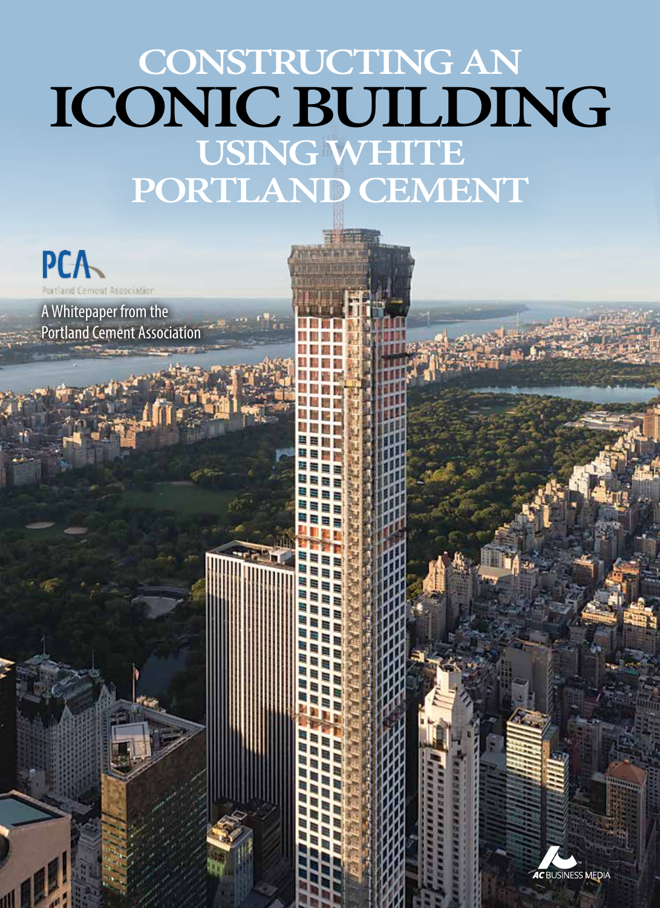# CONSTRUCTING AN ICONIC BUILDING USING WHITE PORTLAND CEMENT

PCA

Portland Cement Association

A Whitepaper from the Portland Cement Association

AC BUSINESS MEDIA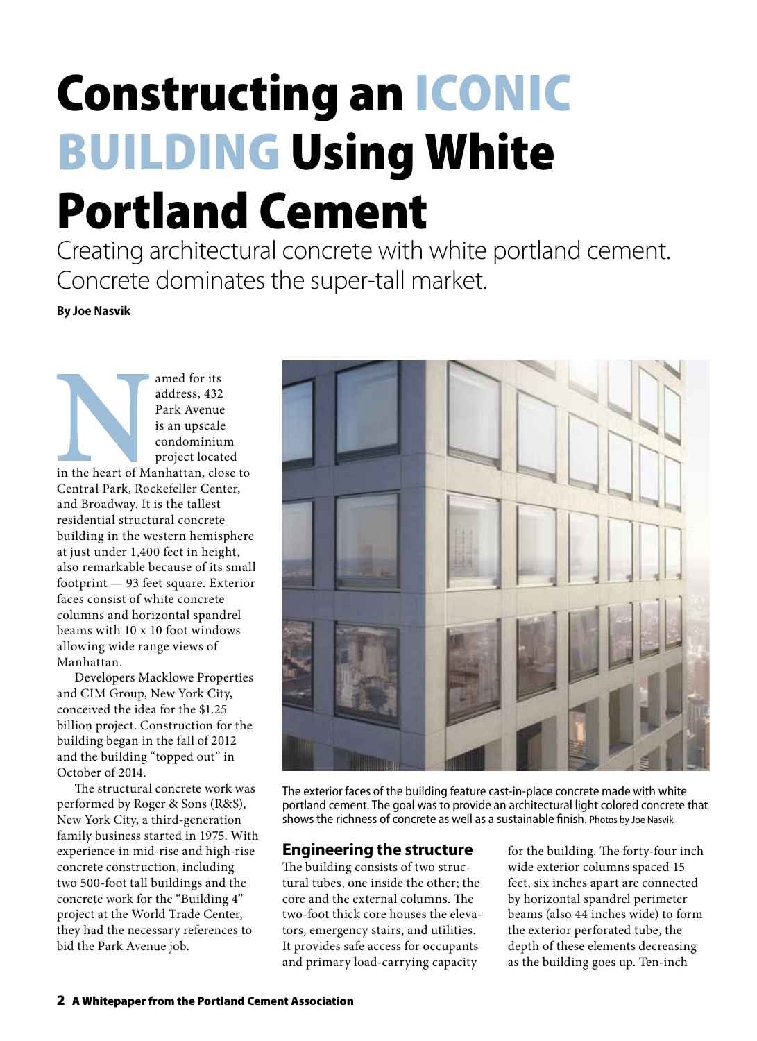# Constructing an ICONIC BUILDING Using White Portland Cement

Creating architectural concrete with white portland cement. Concrete dominates the super-tall market.

**By Joe Nasvik**

Named for its address, 432 Park Avenue is an upscale condominium project located in the heart of Manhattan, close to Central Park, Rockefeller Center, and Broadway. It is the tallest residential structural concrete building in the western hemisphere at just under 1,400 feet in height, also remarkable because of its small footprint — 93 feet square. Exterior faces consist of white concrete columns and horizontal spandrel beams with 10 x 10 foot windows allowing wide range views of Manhattan.

Developers Macklowe Properties and CIM Group, New York City, conceived the idea for the $1.25 billion project. Construction for the building began in the fall of 2012 and the building "topped out" in October of 2014.

The structural concrete work was performed by Roger & Sons (R&S), New York City, a third-generation family business started in 1975. With experience in mid-rise and high-rise concrete construction, including two 500-foot tall buildings and the concrete work for the "Building 4" project at the World Trade Center, they had the necessary references to bid the Park Avenue job.

The exterior faces of the building feature cast-in-place concrete made with white portland cement. The goal was to provide an architectural light colored concrete that shows the richness of concrete as well as a sustainable finish. Photos by Joe Nasvik

## Engineering the structure

The building consists of two structural tubes, one inside the other; the core and the external columns. The two-foot thick core houses the elevators, emergency stairs, and utilities. It provides safe access for occupants and primary load-carrying capacity for the building. The forty-four inch wide exterior columns spaced 15 feet, six inches apart are connected by horizontal spandrel perimeter beams (also 44 inches wide) to form the exterior perforated tube, the depth of these elements decreasing as the building goes up. Ten-inch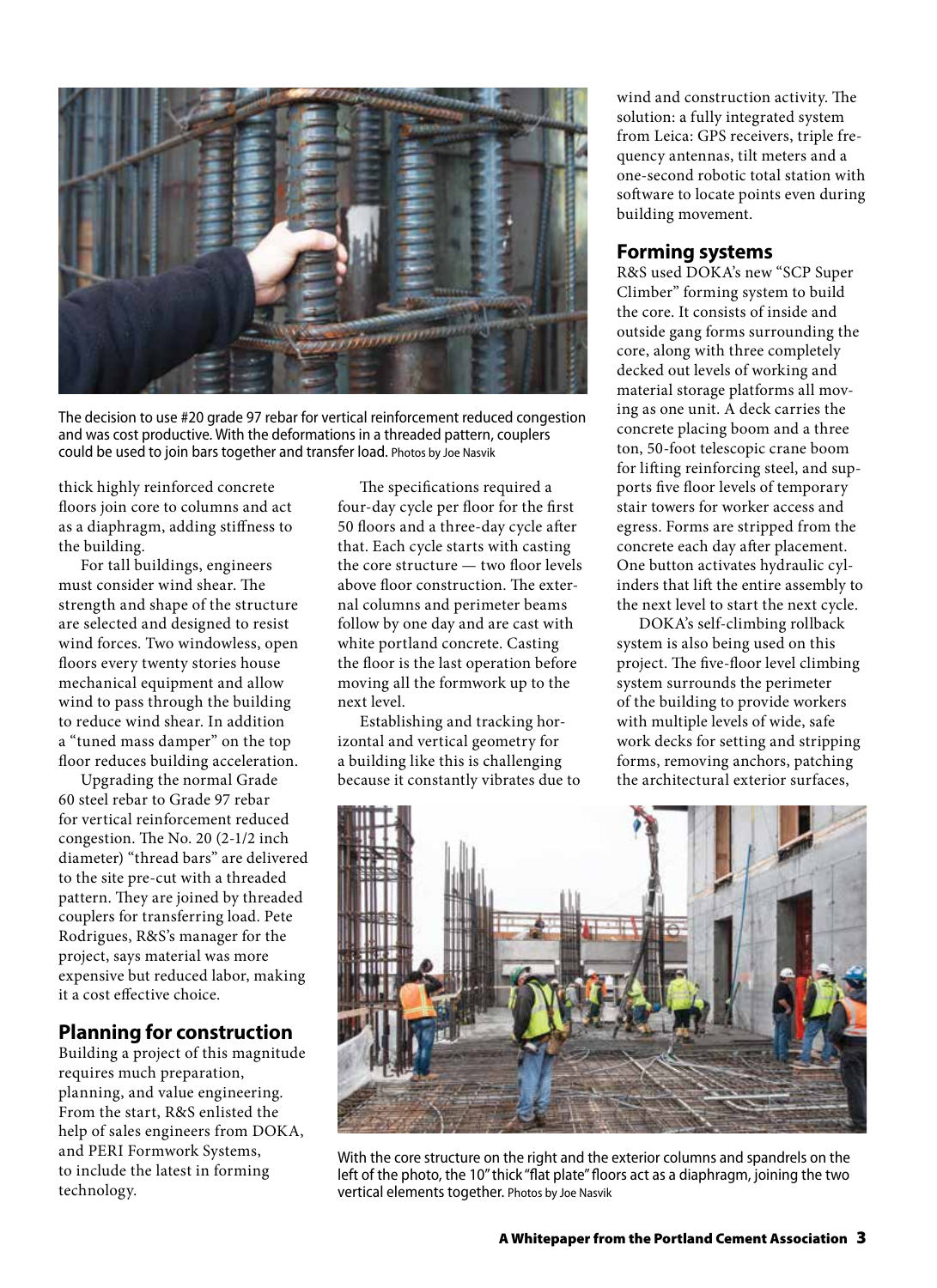The decision to use #20 grade 97 rebar for vertical reinforcement reduced congestion and was cost productive. With the deformations in a threaded pattern, couplers could be used to join bars together and transfer load. Photos by Joe Nasvik

thick highly reinforced concrete floors join core to columns and act as a diaphragm, adding stiffness to the building.

For tall buildings, engineers must consider wind shear. The strength and shape of the structure are selected and designed to resist wind forces. Two windowless, open floors every twenty stories house mechanical equipment and allow wind to pass through the building to reduce wind shear. In addition a "tuned mass damper" on the top floor reduces building acceleration.

Upgrading the normal Grade 60 steel rebar to Grade 97 rebar for vertical reinforcement reduced congestion. The No. 20 (2-1/2 inch diameter) "thread bars" are delivered to the site pre-cut with a threaded pattern. They are joined by threaded couplers for transferring load. Pete Rodrigues, R&S's manager for the project, says material was more expensive but reduced labor, making it a cost effective choice.

## Planning for construction

Building a project of this magnitude requires much preparation, planning, and value engineering. From the start, R&S enlisted the help of sales engineers from DOKA, and PERI Formwork Systems, to include the latest in forming technology.

The specifications required a four-day cycle per floor for the first 50 floors and a three-day cycle after that. Each cycle starts with casting the core structure — two floor levels above floor construction. The external columns and perimeter beams follow by one day and are cast with white portland concrete. Casting the floor is the last operation before moving all the formwork up to the next level.

Establishing and tracking horizontal and vertical geometry for a building like this is challenging because it constantly vibrates due to wind and construction activity. The solution: a fully integrated system from Leica: GPS receivers, triple frequency antennas, tilt meters and a one-second robotic total station with software to locate points even during building movement.

## Forming systems

R&S used DOKA's new "SCP Super Climber" forming system to build the core. It consists of inside and outside gang forms surrounding the core, along with three completely decked out levels of working and material storage platforms all moving as one unit. A deck carries the concrete placing boom and a three ton, 50-foot telescopic crane boom for lifting reinforcing steel, and supports five floor levels of temporary stair towers for worker access and egress. Forms are stripped from the concrete each day after placement. One button activates hydraulic cylinders that lift the entire assembly to the next level to start the next cycle.

DOKA's self-climbing rollback system is also being used on this project. The five-floor level climbing system surrounds the perimeter of the building to provide workers with multiple levels of wide, safe work decks for setting and stripping forms, removing anchors, patching the architectural exterior surfaces,

With the core structure on the right and the exterior columns and spandrels on the left of the photo, the 10" thick "flat plate" floors act as a diaphragm, joining the two vertical elements together. Photos by Joe Nasvik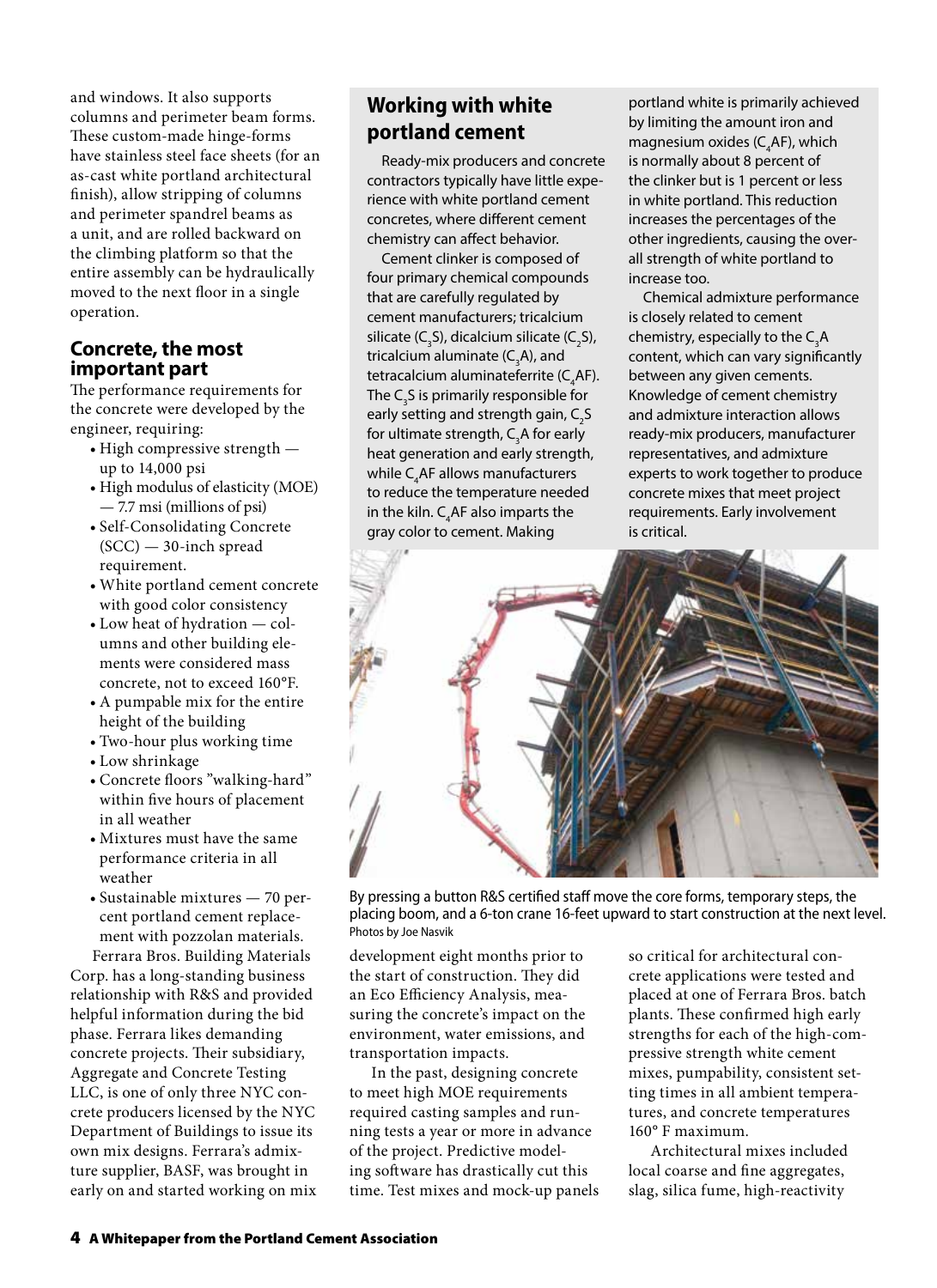and windows. It also supports columns and perimeter beam forms. These custom-made hinge-forms have stainless steel face sheets (for an as-cast white portland architectural finish), allow stripping of columns and perimeter spandrel beams as a unit, and are rolled backward on the climbing platform so that the entire assembly can be hydraulically moved to the next floor in a single operation.

## Concrete, the most important part

The performance requirements for the concrete were developed by the engineer, requiring:

- High compressive strength — up to 14,000 psi
- High modulus of elasticity (MOE) — 7.7 msi (millions of psi)
- Self-Consolidating Concrete (SCC) — 30-inch spread requirement.
- White portland cement concrete with good color consistency
- Low heat of hydration — columns and other building elements were considered mass concrete, not to exceed 160°F.
- A pumpable mix for the entire height of the building
- Two-hour plus working time
- Low shrinkage
- Concrete floors "walking-hard" within five hours of placement in all weather
- Mixtures must have the same performance criteria in all weather
- Sustainable mixtures — 70 percent portland cement replacement with pozzolan materials.

Ferrara Bros. Building Materials Corp. has a long-standing business relationship with R&S and provided helpful information during the bid phase. Ferrara likes demanding concrete projects. Their subsidiary, Aggregate and Concrete Testing LLC, is one of only three NYC concrete producers licensed by the NYC Department of Buildings to issue its own mix designs. Ferrara's admixture supplier, BASF, was brought in early on and started working on mix development eight months prior to the start of construction. They did an Eco Efficiency Analysis, measuring the concrete's impact on the environment, water emissions, and transportation impacts.

In the past, designing concrete to meet high MOE requirements required casting samples and running tests a year or more in advance of the project. Predictive modeling software has drastically cut this time. Test mixes and mock-up panels so critical for architectural concrete applications were tested and placed at one of Ferrara Bros. batch plants. These confirmed high early strengths for each of the high-compressive strength white cement mixes, pumpability, consistent setting times in all ambient temperatures, and concrete temperatures 160° F maximum.

Architectural mixes included local coarse and fine aggregates, slag, silica fume, high-reactivity

## Working with white portland cement

Ready-mix producers and concrete contractors typically have little experience with white portland cement concretes, where different cement chemistry can affect behavior.

Cement clinker is composed of four primary chemical compounds that are carefully regulated by cement manufacturers; tricalcium silicate ($C_3S$), dicalcium silicate ($C_2S$), tricalcium aluminate ($C_3A$), and tetracalcium aluminateferrite ($C_4AF$). The $C_3S$ is primarily responsible for early setting and strength gain, $C_2S$ for ultimate strength, $C_3A$ for early heat generation and early strength, while $C_4AF$ allows manufacturers to reduce the temperature needed in the kiln. $C_4AF$ also imparts the gray color to cement. Making portland white is primarily achieved by limiting the amount iron and magnesium oxides ($C_4AF$), which is normally about 8 percent of the clinker but is 1 percent or less in white portland. This reduction increases the percentages of the other ingredients, causing the overall strength of white portland to increase too.

Chemical admixture performance is closely related to cement chemistry, especially to the $C_3A$ content, which can vary significantly between any given cements. Knowledge of cement chemistry and admixture interaction allows ready-mix producers, manufacturer representatives, and admixture experts to work together to produce concrete mixes that meet project requirements. Early involvement is critical.

By pressing a button R&S certified staff move the core forms, temporary steps, the placing boom, and a 6-ton crane 16-feet upward to start construction at the next level. Photos by Joe Nasvik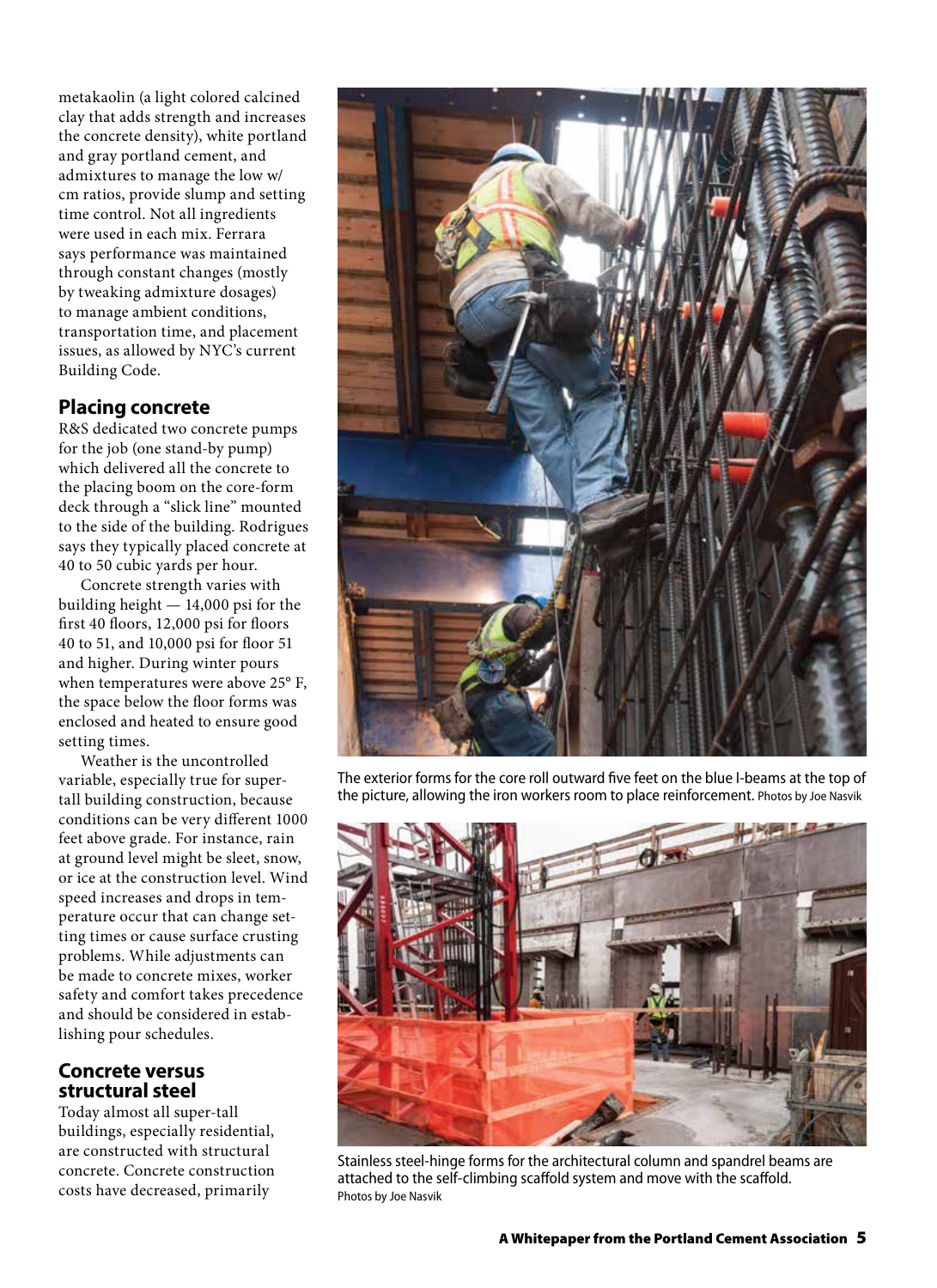metakaolin (a light colored calcined clay that adds strength and increases the concrete density), white portland and gray portland cement, and admixtures to manage the low w/cm ratios, provide slump and setting time control. Not all ingredients were used in each mix. Ferrara says performance was maintained through constant changes (mostly by tweaking admixture dosages) to manage ambient conditions, transportation time, and placement issues, as allowed by NYC's current Building Code.

## Placing concrete

R&S dedicated two concrete pumps for the job (one stand-by pump) which delivered all the concrete to the placing boom on the core-form deck through a "slick line" mounted to the side of the building. Rodrigues says they typically placed concrete at 40 to 50 cubic yards per hour.

Concrete strength varies with building height — 14,000 psi for the first 40 floors, 12,000 psi for floors 40 to 51, and 10,000 psi for floor 51 and higher. During winter pours when temperatures were above 25° F, the space below the floor forms was enclosed and heated to ensure good setting times.

Weather is the uncontrolled variable, especially true for super-tall building construction, because conditions can be very different 1000 feet above grade. For instance, rain at ground level might be sleet, snow, or ice at the construction level. Wind speed increases and drops in temperature occur that can change setting times or cause surface crusting problems. While adjustments can be made to concrete mixes, worker safety and comfort takes precedence and should be considered in establishing pour schedules.

## Concrete versus structural steel

Today almost all super-tall buildings, especially residential, are constructed with structural concrete. Concrete construction costs have decreased, primarily

The exterior forms for the core roll outward five feet on the blue I-beams at the top of the picture, allowing the iron workers room to place reinforcement. Photos by Joe Nasvik

Stainless steel-hinge forms for the architectural column and spandrel beams are attached to the self-climbing scaffold system and move with the scaffold. Photos by Joe Nasvik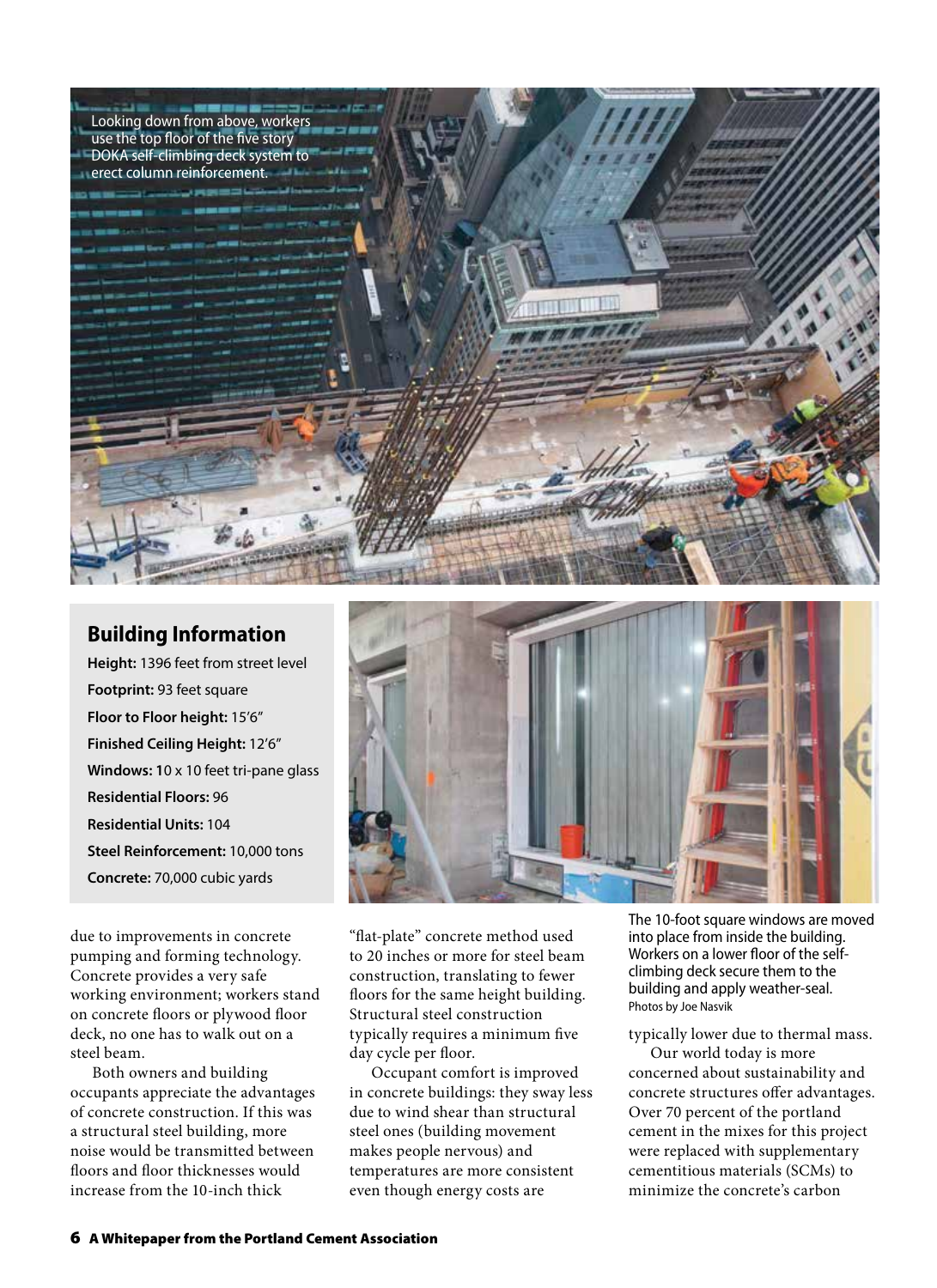Looking down from above, workers use the top floor of the five story DOKA self-climbing deck system to erect column reinforcement.

## Building Information

**Height:** 1396 feet from street level

**Footprint:** 93 feet square

**Floor to Floor height:** 15′6″

**Finished Ceiling Height:** 12′6″

**Windows:** 10 x 10 feet tri-pane glass

**Residential Floors:** 96

**Residential Units:** 104

**Steel Reinforcement:** 10,000 tons

**Concrete:** 70,000 cubic yards

The 10-foot square windows are moved into place from inside the building. Workers on a lower floor of the self-climbing deck secure them to the building and apply weather-seal.
Photos by Joe Nasvik

due to improvements in concrete pumping and forming technology. Concrete provides a very safe working environment; workers stand on concrete floors or plywood floor deck, no one has to walk out on a steel beam.

Both owners and building occupants appreciate the advantages of concrete construction. If this was a structural steel building, more noise would be transmitted between floors and floor thicknesses would increase from the 10-inch thick "flat-plate" concrete method used to 20 inches or more for steel beam construction, translating to fewer floors for the same height building. Structural steel construction typically requires a minimum five day cycle per floor.

Occupant comfort is improved in concrete buildings: they sway less due to wind shear than structural steel ones (building movement makes people nervous) and temperatures are more consistent even though energy costs are typically lower due to thermal mass.

Our world today is more concerned about sustainability and concrete structures offer advantages. Over 70 percent of the portland cement in the mixes for this project were replaced with supplementary cementitious materials (SCMs) to minimize the concrete's carbon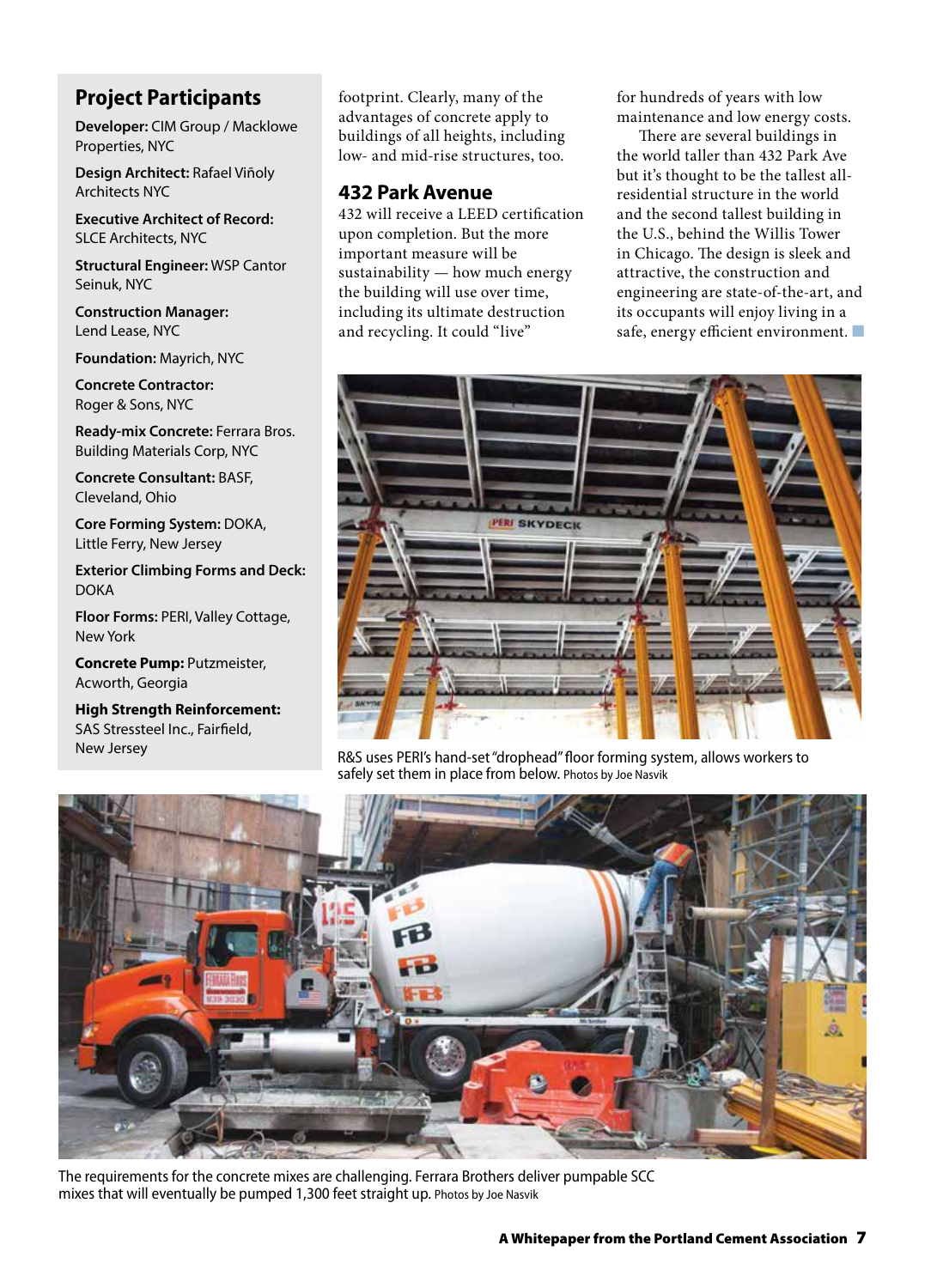## Project Participants

**Developer:** CIM Group / Macklowe Properties, NYC

**Design Architect:** Rafael Viñoly Architects NYC

**Executive Architect of Record:** SLCE Architects, NYC

**Structural Engineer:** WSP Cantor Seinuk, NYC

**Construction Manager:** Lend Lease, NYC

**Foundation:** Mayrich, NYC

**Concrete Contractor:** Roger & Sons, NYC

**Ready-mix Concrete:** Ferrara Bros. Building Materials Corp, NYC

**Concrete Consultant:** BASF, Cleveland, Ohio

**Core Forming System:** DOKA, Little Ferry, New Jersey

**Exterior Climbing Forms and Deck:** DOKA

**Floor Forms:** PERI, Valley Cottage, New York

**Concrete Pump:** Putzmeister, Acworth, Georgia

**High Strength Reinforcement:** SAS Stressteel Inc., Fairfield, New Jersey

footprint. Clearly, many of the advantages of concrete apply to buildings of all heights, including low- and mid-rise structures, too.

## 432 Park Avenue

432 will receive a LEED certification upon completion. But the more important measure will be sustainability — how much energy the building will use over time, including its ultimate destruction and recycling. It could "live" for hundreds of years with low maintenance and low energy costs.

There are several buildings in the world taller than 432 Park Ave but it's thought to be the tallest all-residential structure in the world and the second tallest building in the U.S., behind the Willis Tower in Chicago. The design is sleek and attractive, the construction and engineering are state-of-the-art, and its occupants will enjoy living in a safe, energy efficient environment.

R&S uses PERI's hand-set "drophead" floor forming system, allows workers to safely set them in place from below. Photos by Joe Nasvik

The requirements for the concrete mixes are challenging. Ferrara Brothers deliver pumpable SCC mixes that will eventually be pumped 1,300 feet straight up. Photos by Joe Nasvik